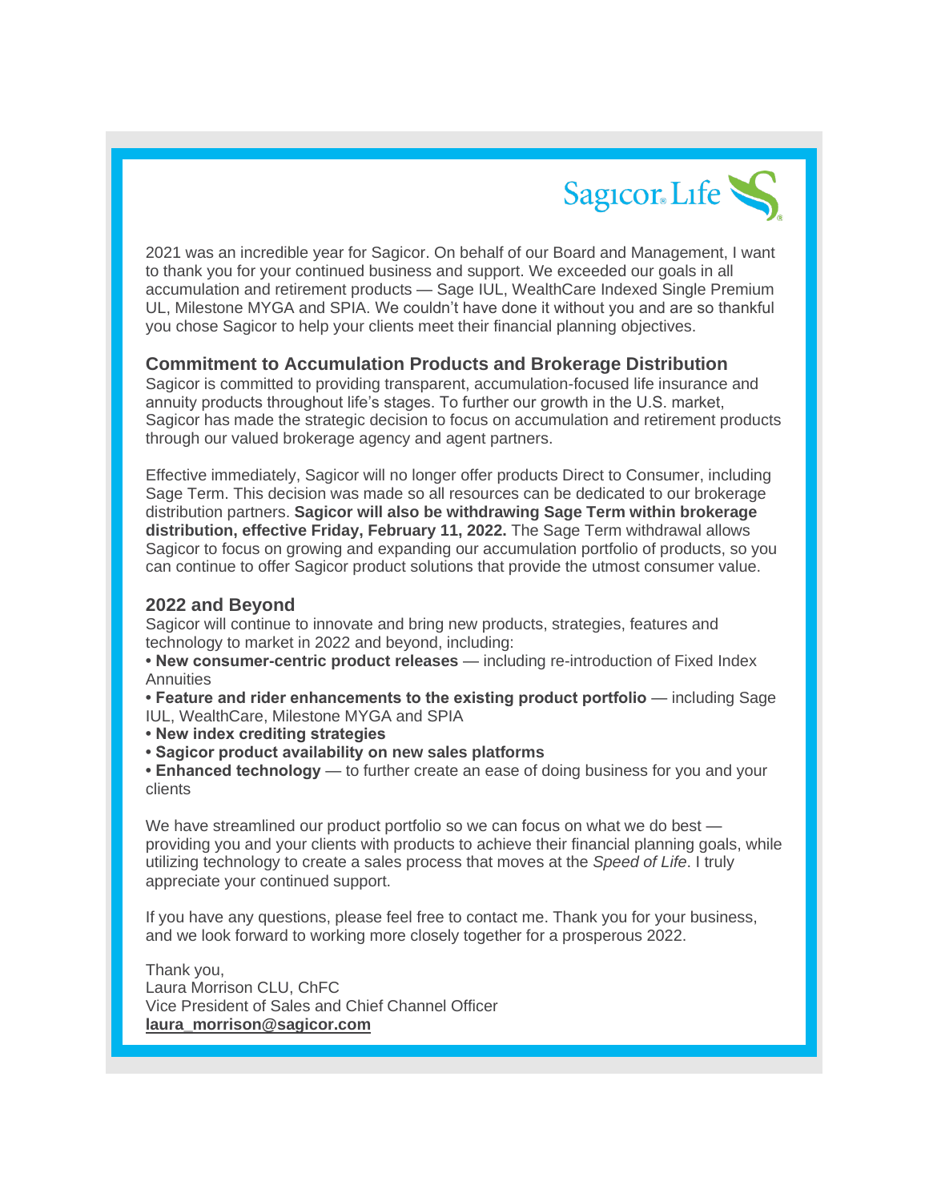Sagicor Life

2021 was an incredible year for Sagicor. On behalf of our Board and Management, I want to thank you for your continued business and support. We exceeded our goals in all accumulation and retirement products — Sage IUL, WealthCare Indexed Single Premium UL, Milestone MYGA and SPIA. We couldn't have done it without you and are so thankful you chose Sagicor to help your clients meet their financial planning objectives.

### Commitment to Accumulation Products and Brokerage Distribution

Sagicor is committed to providing transparent, accumulation-focused life insurance and annuity products throughout life's stages. To further our growth in the U.S. market, Sagicor has made the strategic decision to focus on accumulation and retirement products through our valued brokerage agency and agent partners.

Effective immediately, Sagicor will no longer offer products Direct to Consumer, including Sage Term. This decision was made so all resources can be dedicated to our brokerage distribution partners. **Sagicor will also be withdrawing Sage Term within brokerage distribution, effective Friday, February 11, 2022.** The Sage Term withdrawal allows Sagicor to focus on growing and expanding our accumulation portfolio of products, so you can continue to offer Sagicor product solutions that provide the utmost consumer value.

### 2022 and Beyond

Sagicor will continue to innovate and bring new products, strategies, features and technology to market in 2022 and beyond, including:

- **New consumer-centric product releases** — including re-introduction of Fixed Index Annuities
- **Feature and rider enhancements to the existing product portfolio** — including Sage IUL, WealthCare, Milestone MYGA and SPIA
- **New index crediting strategies**
- **Sagicor product availability on new sales platforms**
- **Enhanced technology** — to further create an ease of doing business for you and your clients

We have streamlined our product portfolio so we can focus on what we do best — providing you and your clients with products to achieve their financial planning goals, while utilizing technology to create a sales process that moves at the *Speed of Life*. I truly appreciate your continued support.

If you have any questions, please feel free to contact me. Thank you for your business, and we look forward to working more closely together for a prosperous 2022.

Thank you,  
Laura Morrison CLU, ChFC  
Vice President of Sales and Chief Channel Officer  
**laura_morrison@sagicor.com**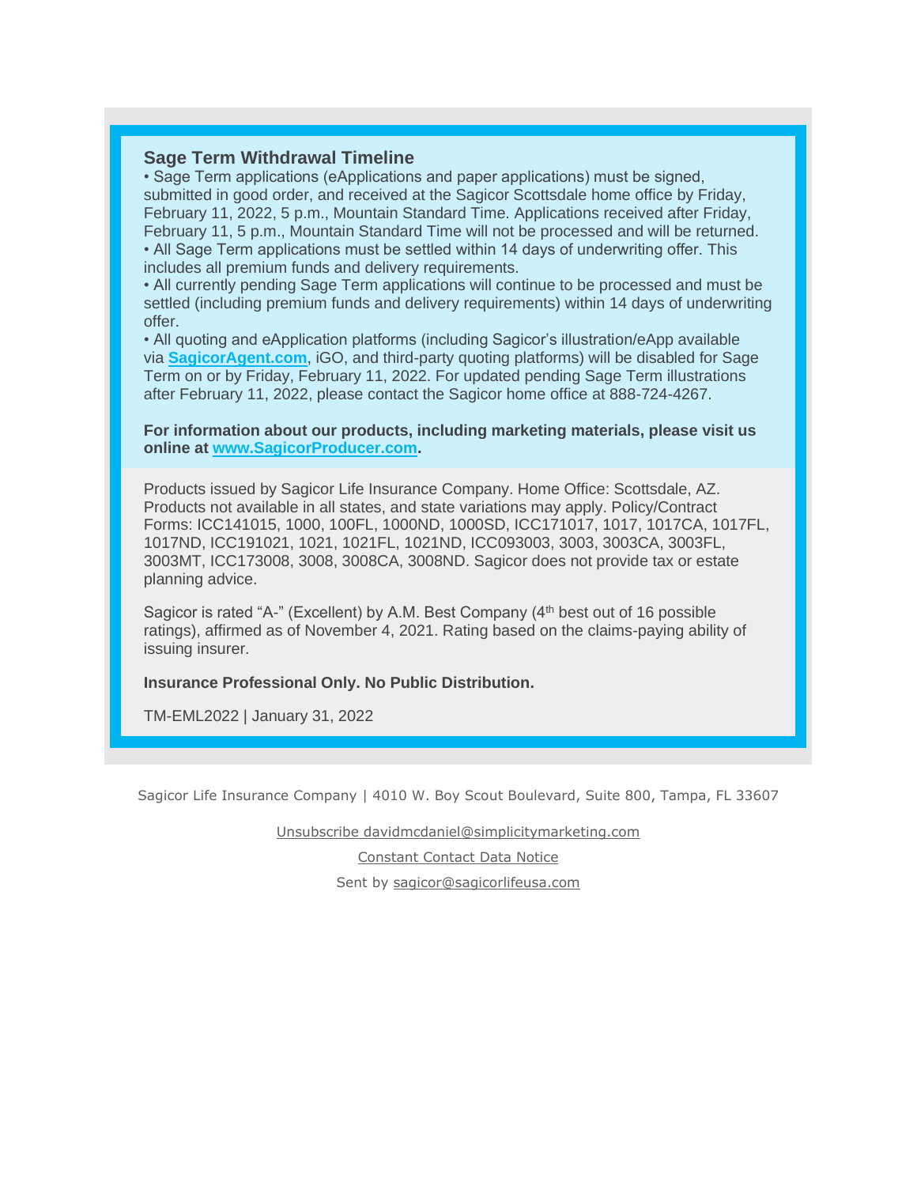## Sage Term Withdrawal Timeline

- Sage Term applications (eApplications and paper applications) must be signed, submitted in good order, and received at the Sagicor Scottsdale home office by Friday, February 11, 2022, 5 p.m., Mountain Standard Time. Applications received after Friday, February 11, 5 p.m., Mountain Standard Time will not be processed and will be returned.
- All Sage Term applications must be settled within 14 days of underwriting offer. This includes all premium funds and delivery requirements.
- All currently pending Sage Term applications will continue to be processed and must be settled (including premium funds and delivery requirements) within 14 days of underwriting offer.
- All quoting and eApplication platforms (including Sagicor's illustration/eApp available via **SagicorAgent.com**, iGO, and third-party quoting platforms) will be disabled for Sage Term on or by Friday, February 11, 2022. For updated pending Sage Term illustrations after February 11, 2022, please contact the Sagicor home office at 888-724-4267.

**For information about our products, including marketing materials, please visit us online at www.SagicorProducer.com.**

Products issued by Sagicor Life Insurance Company. Home Office: Scottsdale, AZ. Products not available in all states, and state variations may apply. Policy/Contract Forms: ICC141015, 1000, 100FL, 1000ND, 1000SD, ICC171017, 1017, 1017CA, 1017FL, 1017ND, ICC191021, 1021, 1021FL, 1021ND, ICC093003, 3003, 3003CA, 3003FL, 3003MT, ICC173008, 3008, 3008CA, 3008ND. Sagicor does not provide tax or estate planning advice.

Sagicor is rated "A-" (Excellent) by A.M. Best Company (4th best out of 16 possible ratings), affirmed as of November 4, 2021. Rating based on the claims-paying ability of issuing insurer.

**Insurance Professional Only. No Public Distribution.**

TM-EML2022 | January 31, 2022

Sagicor Life Insurance Company | 4010 W. Boy Scout Boulevard, Suite 800, Tampa, FL 33607

Unsubscribe davidmcdaniel@simplicitymarketing.com

Constant Contact Data Notice

Sent by sagicor@sagicorlifeusa.com